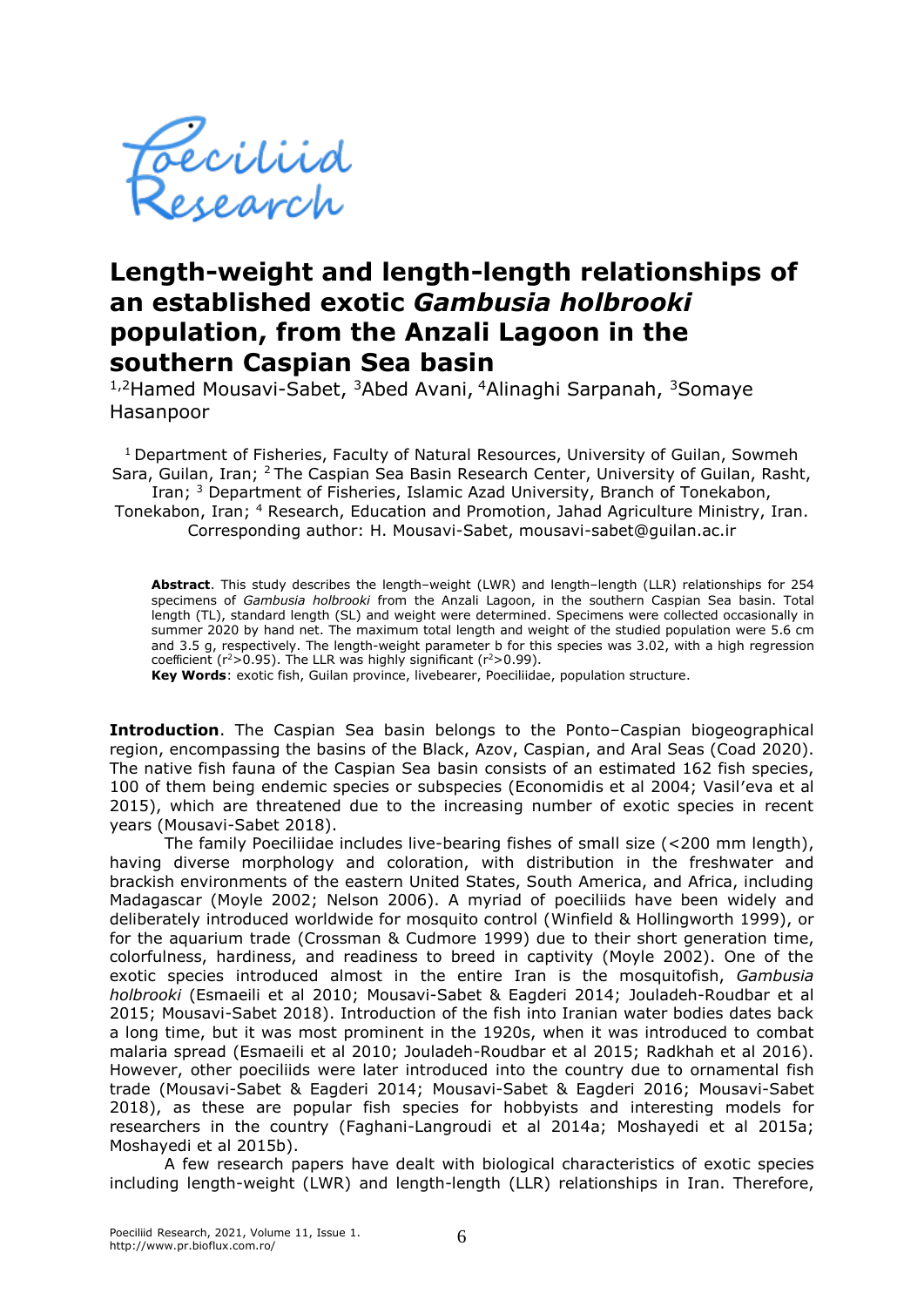# Length-weight and length-length relationships of an established exotic *Gambusia holbrooki* population, from the Anzali Lagoon in the southern Caspian Sea basin

[1,2]Hamed Mousavi-Sabet, [3]Abed Avani, [4]Alinaghi Sarpanah, [3]Somaye Hasanpoor

[1] Department of Fisheries, Faculty of Natural Resources, University of Guilan, Sowmeh Sara, Guilan, Iran; [2] The Caspian Sea Basin Research Center, University of Guilan, Rasht, Iran; [3] Department of Fisheries, Islamic Azad University, Branch of Tonekabon, Tonekabon, Iran; [4] Research, Education and Promotion, Jahad Agriculture Ministry, Iran. Corresponding author: H. Mousavi-Sabet, mousavi-sabet@guilan.ac.ir

**Abstract**. This study describes the length–weight (LWR) and length–length (LLR) relationships for 254 specimens of *Gambusia holbrooki* from the Anzali Lagoon, in the southern Caspian Sea basin. Total length (TL), standard length (SL) and weight were determined. Specimens were collected occasionally in summer 2020 by hand net. The maximum total length and weight of the studied population were 5.6 cm and 3.5 g, respectively. The length-weight parameter b for this species was 3.02, with a high regression coefficient ($r^2>0.95$). The LLR was highly significant ($r^2>0.99$).

**Key Words**: exotic fish, Guilan province, livebearer, Poeciliidae, population structure.

**Introduction**. The Caspian Sea basin belongs to the Ponto–Caspian biogeographical region, encompassing the basins of the Black, Azov, Caspian, and Aral Seas (Coad 2020). The native fish fauna of the Caspian Sea basin consists of an estimated 162 fish species, 100 of them being endemic species or subspecies (Economidis et al 2004; Vasil'eva et al 2015), which are threatened due to the increasing number of exotic species in recent years (Mousavi-Sabet 2018).

The family Poeciliidae includes live-bearing fishes of small size (<200 mm length), having diverse morphology and coloration, with distribution in the freshwater and brackish environments of the eastern United States, South America, and Africa, including Madagascar (Moyle 2002; Nelson 2006). A myriad of poeciliids have been widely and deliberately introduced worldwide for mosquito control (Winfield & Hollingworth 1999), or for the aquarium trade (Crossman & Cudmore 1999) due to their short generation time, colorfulness, hardiness, and readiness to breed in captivity (Moyle 2002). One of the exotic species introduced almost in the entire Iran is the mosquitofish, *Gambusia holbrooki* (Esmaeili et al 2010; Mousavi-Sabet & Eagderi 2014; Jouladeh-Roudbar et al 2015; Mousavi-Sabet 2018). Introduction of the fish into Iranian water bodies dates back a long time, but it was most prominent in the 1920s, when it was introduced to combat malaria spread (Esmaeili et al 2010; Jouladeh-Roudbar et al 2015; Radkhah et al 2016). However, other poeciliids were later introduced into the country due to ornamental fish trade (Mousavi-Sabet & Eagderi 2014; Mousavi-Sabet & Eagderi 2016; Mousavi-Sabet 2018), as these are popular fish species for hobbyists and interesting models for researchers in the country (Faghani-Langroudi et al 2014a; Moshayedi et al 2015a; Moshayedi et al 2015b).

A few research papers have dealt with biological characteristics of exotic species including length-weight (LWR) and length-length (LLR) relationships in Iran. Therefore,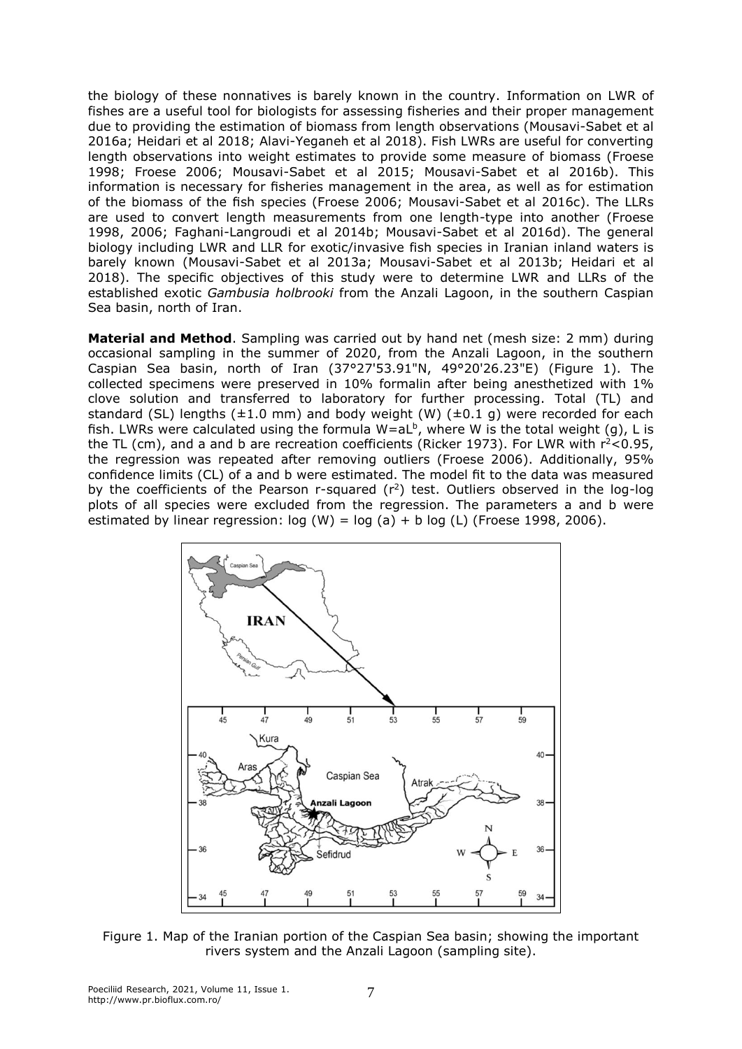the biology of these nonnatives is barely known in the country. Information on LWR of fishes are a useful tool for biologists for assessing fisheries and their proper management due to providing the estimation of biomass from length observations (Mousavi-Sabet et al 2016a; Heidari et al 2018; Alavi-Yeganeh et al 2018). Fish LWRs are useful for converting length observations into weight estimates to provide some measure of biomass (Froese 1998; Froese 2006; Mousavi-Sabet et al 2015; Mousavi-Sabet et al 2016b). This information is necessary for fisheries management in the area, as well as for estimation of the biomass of the fish species (Froese 2006; Mousavi-Sabet et al 2016c). The LLRs are used to convert length measurements from one length-type into another (Froese 1998, 2006; Faghani-Langroudi et al 2014b; Mousavi-Sabet et al 2016d). The general biology including LWR and LLR for exotic/invasive fish species in Iranian inland waters is barely known (Mousavi-Sabet et al 2013a; Mousavi-Sabet et al 2013b; Heidari et al 2018). The specific objectives of this study were to determine LWR and LLRs of the established exotic *Gambusia holbrooki* from the Anzali Lagoon, in the southern Caspian Sea basin, north of Iran.

**Material and Method**. Sampling was carried out by hand net (mesh size: 2 mm) during occasional sampling in the summer of 2020, from the Anzali Lagoon, in the southern Caspian Sea basin, north of Iran (37°27'53.91"N, 49°20'26.23"E) (Figure 1). The collected specimens were preserved in 10% formalin after being anesthetized with 1% clove solution and transferred to laboratory for further processing. Total (TL) and standard (SL) lengths (±1.0 mm) and body weight (W) (±0.1 g) were recorded for each fish. LWRs were calculated using the formula $W=aL^b$, where W is the total weight (g), L is the TL (cm), and a and b are recreation coefficients (Ricker 1973). For LWR with $r^2<0.95$, the regression was repeated after removing outliers (Froese 2006). Additionally, 95% confidence limits (CL) of a and b were estimated. The model fit to the data was measured by the coefficients of the Pearson r-squared ($r^2$) test. Outliers observed in the log-log plots of all species were excluded from the regression. The parameters a and b were estimated by linear regression: $\log(W) = \log(a) + b \log(L)$ (Froese 1998, 2006).

Figure 1. Map of the Iranian portion of the Caspian Sea basin; showing the important rivers system and the Anzali Lagoon (sampling site).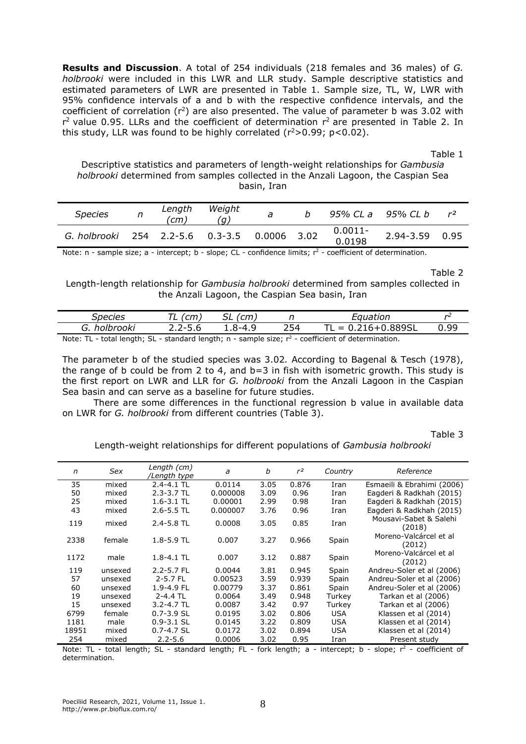**Results and Discussion**. A total of 254 individuals (218 females and 36 males) of *G. holbrooki* were included in this LWR and LLR study. Sample descriptive statistics and estimated parameters of LWR are presented in Table 1. Sample size, TL, W, LWR with 95% confidence intervals of a and b with the respective confidence intervals, and the coefficient of correlation ($r^2$) are also presented. The value of parameter b was 3.02 with $r^2$ value 0.95. LLRs and the coefficient of determination $r^2$ are presented in Table 2. In this study, LLR was found to be highly correlated ($r^2>0.99$; $p<0.02$).

Table 1

Descriptive statistics and parameters of length-weight relationships for *Gambusia holbrooki* determined from samples collected in the Anzali Lagoon, the Caspian Sea basin, Iran

| *Species* | *n* | *Length (cm)* | *Weight (g)* | *a* | *b* | *95% CL a* | *95% CL b* | *r²* |
|---|---|---|---|---|---|---|---|---|
| *G. holbrooki* | 254 | 2.2-5.6 | 0.3-3.5 | 0.0006 | 3.02 | 0.0011-0.0198 | 2.94-3.59 | 0.95 |

Note: n - sample size; a - intercept; b - slope; CL - confidence limits; $r^2$ - coefficient of determination.

Table 2

Length-length relationship for *Gambusia holbrooki* determined from samples collected in the Anzali Lagoon, the Caspian Sea basin, Iran

| *Species* | *TL (cm)* | *SL (cm)* | *n* | *Equation* | *r²* |
|---|---|---|---|---|---|
| *G. holbrooki* | 2.2-5.6 | 1.8-4.9 | 254 | TL = 0.216+0.889SL | 0.99 |

Note: TL - total length; SL - standard length; n - sample size; $r^2$ - coefficient of determination.

The parameter b of the studied species was 3.02*.* According to Bagenal & Tesch (1978), the range of b could be from 2 to 4, and b=3 in fish with isometric growth. This study is the first report on LWR and LLR for *G. holbrooki* from the Anzali Lagoon in the Caspian Sea basin and can serve as a baseline for future studies.

There are some differences in the functional regression b value in available data on LWR for *G. holbrooki* from different countries (Table 3).

Table 3

Length-weight relationships for different populations of *Gambusia holbrooki*

| *n* | *Sex* | *Length (cm) /Length type* | *a* | *b* | *r²* | *Country* | *Reference* |
|---|---|---|---|---|---|---|---|
| 35 | mixed | 2.4-4.1 TL | 0.0114 | 3.05 | 0.876 | Iran | Esmaeili & Ebrahimi (2006) |
| 50 | mixed | 2.3-3.7 TL | 0.000008 | 3.09 | 0.96 | Iran | Eagderi & Radkhah (2015) |
| 25 | mixed | 1.6-3.1 TL | 0.00001 | 2.99 | 0.98 | Iran | Eagderi & Radkhah (2015) |
| 43 | mixed | 2.6-5.5 TL | 0.000007 | 3.76 | 0.96 | Iran | Eagderi & Radkhah (2015) |
| 119 | mixed | 2.4-5.8 TL | 0.0008 | 3.05 | 0.85 | Iran | Mousavi-Sabet & Salehi (2018) |
| 2338 | female | 1.8-5.9 TL | 0.007 | 3.27 | 0.966 | Spain | Moreno-Valcárcel et al (2012) |
| 1172 | male | 1.8-4.1 TL | 0.007 | 3.12 | 0.887 | Spain | Moreno-Valcárcel et al (2012) |
| 119 | unsexed | 2.2-5.7 FL | 0.0044 | 3.81 | 0.945 | Spain | Andreu-Soler et al (2006) |
| 57 | unsexed | 2-5.7 FL | 0.00523 | 3.59 | 0.939 | Spain | Andreu-Soler et al (2006) |
| 60 | unsexed | 1.9-4.9 FL | 0.00779 | 3.37 | 0.861 | Spain | Andreu-Soler et al (2006) |
| 19 | unsexed | 2-4.4 TL | 0.0064 | 3.49 | 0.948 | Turkey | Tarkan et al (2006) |
| 15 | unsexed | 3.2-4.7 TL | 0.0087 | 3.42 | 0.97 | Turkey | Tarkan et al (2006) |
| 6799 | female | 0.7-3.9 SL | 0.0195 | 3.02 | 0.806 | USA | Klassen et al (2014) |
| 1181 | male | 0.9-3.1 SL | 0.0145 | 3.22 | 0.809 | USA | Klassen et al (2014) |
| 18951 | mixed | 0.7-4.7 SL | 0.0172 | 3.02 | 0.894 | USA | Klassen et al (2014) |
| 254 | mixed | 2.2-5.6 | 0.0006 | 3.02 | 0.95 | Iran | Present study |

Note: TL - total length; SL - standard length; FL - fork length; a - intercept; b - slope; $r^2$ - coefficient of determination.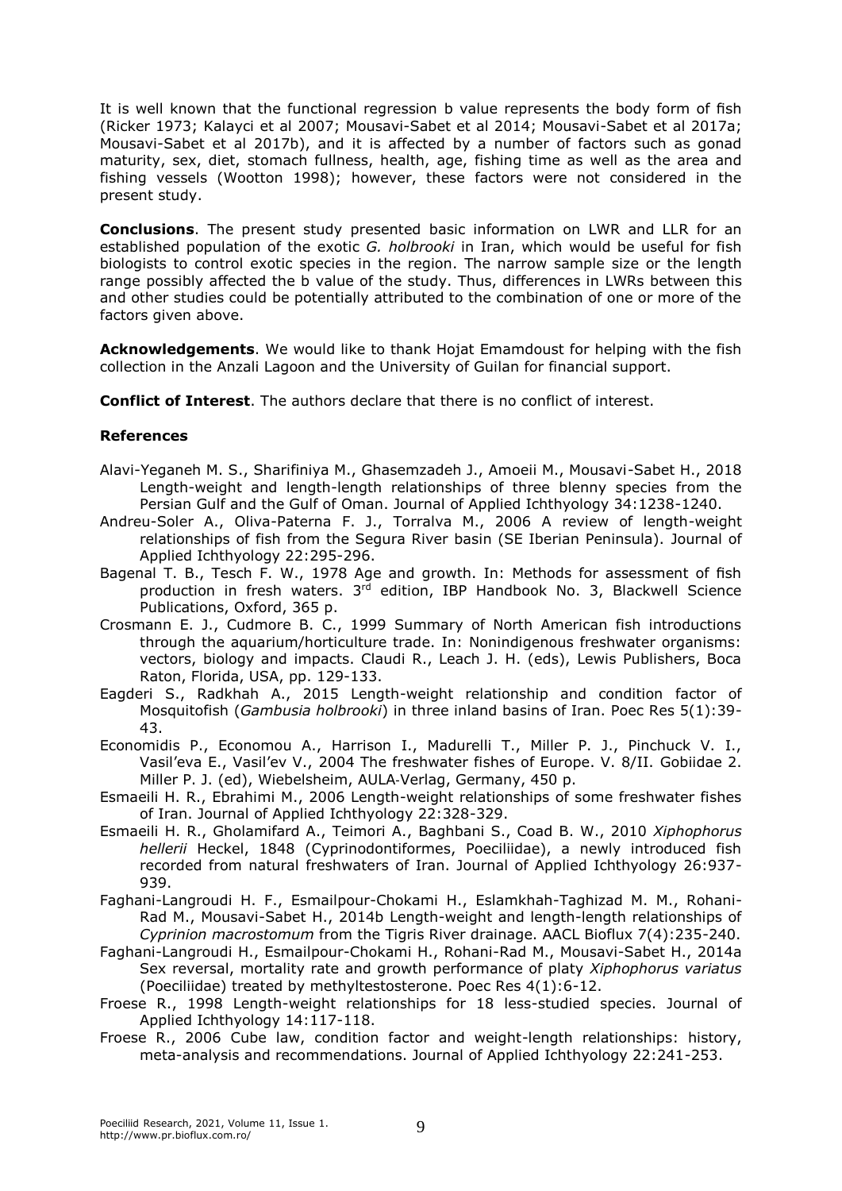It is well known that the functional regression b value represents the body form of fish (Ricker 1973; Kalayci et al 2007; Mousavi-Sabet et al 2014; Mousavi-Sabet et al 2017a; Mousavi-Sabet et al 2017b), and it is affected by a number of factors such as gonad maturity, sex, diet, stomach fullness, health, age, fishing time as well as the area and fishing vessels (Wootton 1998); however, these factors were not considered in the present study.

**Conclusions**. The present study presented basic information on LWR and LLR for an established population of the exotic *G. holbrooki* in Iran, which would be useful for fish biologists to control exotic species in the region. The narrow sample size or the length range possibly affected the b value of the study. Thus, differences in LWRs between this and other studies could be potentially attributed to the combination of one or more of the factors given above.

**Acknowledgements**. We would like to thank Hojat Emamdoust for helping with the fish collection in the Anzali Lagoon and the University of Guilan for financial support.

**Conflict of Interest**. The authors declare that there is no conflict of interest.

### References

Alavi-Yeganeh M. S., Sharifiniya M., Ghasemzadeh J., Amoeii M., Mousavi-Sabet H., 2018 Length-weight and length-length relationships of three blenny species from the Persian Gulf and the Gulf of Oman. Journal of Applied Ichthyology 34:1238-1240.

Andreu-Soler A., Oliva-Paterna F. J., Torralva M., 2006 A review of length-weight relationships of fish from the Segura River basin (SE Iberian Peninsula). Journal of Applied Ichthyology 22:295-296.

Bagenal T. B., Tesch F. W., 1978 Age and growth. In: Methods for assessment of fish production in fresh waters. 3rd edition, IBP Handbook No. 3, Blackwell Science Publications, Oxford, 365 p.

Crosmann E. J., Cudmore B. C., 1999 Summary of North American fish introductions through the aquarium/horticulture trade. In: Nonindigenous freshwater organisms: vectors, biology and impacts. Claudi R., Leach J. H. (eds), Lewis Publishers, Boca Raton, Florida, USA, pp. 129-133.

Eagderi S., Radkhah A., 2015 Length-weight relationship and condition factor of Mosquitofish (*Gambusia holbrooki*) in three inland basins of Iran. Poec Res 5(1):39-43.

Economidis P., Economou A., Harrison I., Madurelli T., Miller P. J., Pinchuck V. I., Vasil'eva E., Vasil'ev V., 2004 The freshwater fishes of Europe. V. 8/II. Gobiidae 2. Miller P. J. (ed), Wiebelsheim, AULA-Verlag, Germany, 450 p.

Esmaeili H. R., Ebrahimi M., 2006 Length-weight relationships of some freshwater fishes of Iran. Journal of Applied Ichthyology 22:328-329.

Esmaeili H. R., Gholamifard A., Teimori A., Baghbani S., Coad B. W., 2010 *Xiphophorus hellerii* Heckel, 1848 (Cyprinodontiformes, Poeciliidae), a newly introduced fish recorded from natural freshwaters of Iran. Journal of Applied Ichthyology 26:937-939.

Faghani-Langroudi H. F., Esmailpour-Chokami H., Eslamkhah-Taghizad M. M., Rohani-Rad M., Mousavi-Sabet H., 2014b Length-weight and length-length relationships of *Cyprinion macrostomum* from the Tigris River drainage. AACL Bioflux 7(4):235-240.

Faghani-Langroudi H., Esmailpour-Chokami H., Rohani-Rad M., Mousavi-Sabet H., 2014a Sex reversal, mortality rate and growth performance of platy *Xiphophorus variatus* (Poeciliidae) treated by methyltestosterone. Poec Res 4(1):6-12.

Froese R., 1998 Length-weight relationships for 18 less-studied species. Journal of Applied Ichthyology 14:117-118.

Froese R., 2006 Cube law, condition factor and weight-length relationships: history, meta-analysis and recommendations. Journal of Applied Ichthyology 22:241-253.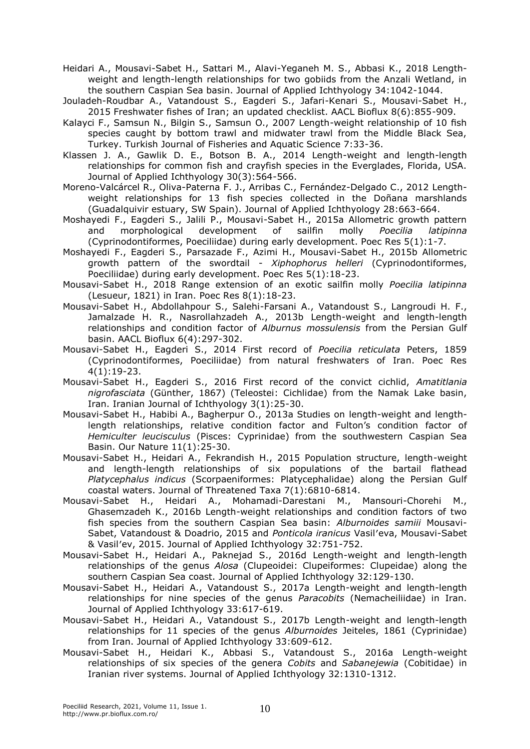Heidari A., Mousavi-Sabet H., Sattari M., Alavi-Yeganeh M. S., Abbasi K., 2018 Length-weight and length-length relationships for two gobiids from the Anzali Wetland, in the southern Caspian Sea basin. Journal of Applied Ichthyology 34:1042-1044.

Jouladeh-Roudbar A., Vatandoust S., Eagderi S., Jafari-Kenari S., Mousavi-Sabet H., 2015 Freshwater fishes of Iran; an updated checklist. AACL Bioflux 8(6):855-909.

Kalayci F., Samsun N., Bilgin S., Samsun O., 2007 Length-weight relationship of 10 fish species caught by bottom trawl and midwater trawl from the Middle Black Sea, Turkey. Turkish Journal of Fisheries and Aquatic Science 7:33-36.

Klassen J. A., Gawlik D. E., Botson B. A., 2014 Length-weight and length-length relationships for common fish and crayfish species in the Everglades, Florida, USA. Journal of Applied Ichthyology 30(3):564-566.

Moreno-Valcárcel R., Oliva-Paterna F. J., Arribas C., Fernández-Delgado C., 2012 Length-weight relationships for 13 fish species collected in the Doñana marshlands (Guadalquivir estuary, SW Spain). Journal of Applied Ichthyology 28:663-664.

Moshayedi F., Eagderi S., Jalili P., Mousavi-Sabet H., 2015a Allometric growth pattern and morphological development of sailfin molly *Poecilia latipinna* (Cyprinodontiformes, Poeciliidae) during early development. Poec Res 5(1):1-7.

Moshayedi F., Eagderi S., Parsazade F., Azimi H., Mousavi-Sabet H., 2015b Allometric growth pattern of the swordtail - *Xiphophorus helleri* (Cyprinodontiformes, Poeciliidae) during early development. Poec Res 5(1):18-23.

Mousavi-Sabet H., 2018 Range extension of an exotic sailfin molly *Poecilia latipinna* (Lesueur, 1821) in Iran. Poec Res 8(1):18-23.

Mousavi-Sabet H., Abdollahpour S., Salehi-Farsani A., Vatandoust S., Langroudi H. F., Jamalzade H. R., Nasrollahzadeh A., 2013b Length-weight and length-length relationships and condition factor of *Alburnus mossulensis* from the Persian Gulf basin. AACL Bioflux 6(4):297-302.

Mousavi-Sabet H., Eagderi S., 2014 First record of *Poecilia reticulata* Peters, 1859 (Cyprinodontiformes, Poeciliidae) from natural freshwaters of Iran. Poec Res 4(1):19-23.

Mousavi-Sabet H., Eagderi S., 2016 First record of the convict cichlid, *Amatitlania nigrofasciata* (Günther, 1867) (Teleostei: Cichlidae) from the Namak Lake basin, Iran. Iranian Journal of Ichthyology 3(1):25-30.

Mousavi-Sabet H., Habibi A., Bagherpur O., 2013a Studies on length-weight and length-length relationships, relative condition factor and Fulton's condition factor of *Hemiculter leucisculus* (Pisces: Cyprinidae) from the southwestern Caspian Sea Basin. Our Nature 11(1):25-30.

Mousavi-Sabet H., Heidari A., Fekrandish H., 2015 Population structure, length-weight and length-length relationships of six populations of the bartail flathead *Platycephalus indicus* (Scorpaeniformes: Platycephalidae) along the Persian Gulf coastal waters. Journal of Threatened Taxa 7(1):6810-6814.

Mousavi-Sabet H., Heidari A., Mohamadi-Darestani M., Mansouri-Chorehi M., Ghasemzadeh K., 2016b Length-weight relationships and condition factors of two fish species from the southern Caspian Sea basin: *Alburnoides samiii* Mousavi-Sabet, Vatandoust & Doadrio, 2015 and *Ponticola iranicus* Vasil'eva, Mousavi-Sabet & Vasil'ev, 2015. Journal of Applied Ichthyology 32:751-752.

Mousavi-Sabet H., Heidari A., Paknejad S., 2016d Length-weight and length-length relationships of the genus *Alosa* (Clupeoidei: Clupeiformes: Clupeidae) along the southern Caspian Sea coast. Journal of Applied Ichthyology 32:129-130.

Mousavi-Sabet H., Heidari A., Vatandoust S., 2017a Length-weight and length-length relationships for nine species of the genus *Paracobits* (Nemacheiliidae) in Iran. Journal of Applied Ichthyology 33:617-619.

Mousavi-Sabet H., Heidari A., Vatandoust S., 2017b Length-weight and length-length relationships for 11 species of the genus *Alburnoides* Jeiteles, 1861 (Cyprinidae) from Iran. Journal of Applied Ichthyology 33:609-612.

Mousavi-Sabet H., Heidari K., Abbasi S., Vatandoust S., 2016a Length-weight relationships of six species of the genera *Cobits* and *Sabanejewia* (Cobitidae) in Iranian river systems. Journal of Applied Ichthyology 32:1310-1312.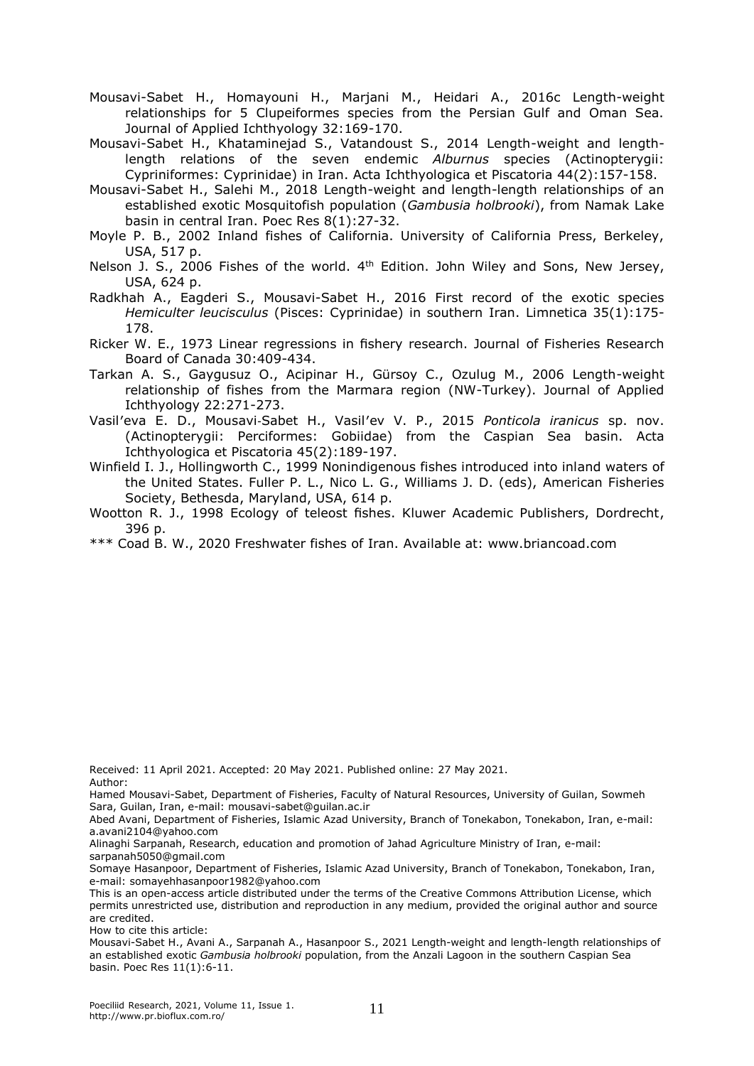Mousavi-Sabet H., Homayouni H., Marjani M., Heidari A., 2016c Length-weight relationships for 5 Clupeiformes species from the Persian Gulf and Oman Sea. Journal of Applied Ichthyology 32:169-170.

Mousavi-Sabet H., Khataminejad S., Vatandoust S., 2014 Length-weight and length-length relations of the seven endemic *Alburnus* species (Actinopterygii: Cypriniformes: Cyprinidae) in Iran. Acta Ichthyologica et Piscatoria 44(2):157-158.

Mousavi-Sabet H., Salehi M., 2018 Length-weight and length-length relationships of an established exotic Mosquitofish population (*Gambusia holbrooki*), from Namak Lake basin in central Iran. Poec Res 8(1):27-32.

Moyle P. B., 2002 Inland fishes of California. University of California Press, Berkeley, USA, 517 p.

Nelson J. S., 2006 Fishes of the world. 4th Edition. John Wiley and Sons, New Jersey, USA, 624 p.

Radkhah A., Eagderi S., Mousavi-Sabet H., 2016 First record of the exotic species *Hemiculter leucisculus* (Pisces: Cyprinidae) in southern Iran. Limnetica 35(1):175-178.

Ricker W. E., 1973 Linear regressions in fishery research. Journal of Fisheries Research Board of Canada 30:409-434.

Tarkan A. S., Gaygusuz O., Acipinar H., Gürsoy C., Ozulug M., 2006 Length-weight relationship of fishes from the Marmara region (NW-Turkey). Journal of Applied Ichthyology 22:271-273.

Vasil'eva E. D., Mousavi-Sabet H., Vasil'ev V. P., 2015 *Ponticola iranicus* sp. nov. (Actinopterygii: Perciformes: Gobiidae) from the Caspian Sea basin. Acta Ichthyologica et Piscatoria 45(2):189-197.

Winfield I. J., Hollingworth C., 1999 Nonindigenous fishes introduced into inland waters of the United States. Fuller P. L., Nico L. G., Williams J. D. (eds), American Fisheries Society, Bethesda, Maryland, USA, 614 p.

Wootton R. J., 1998 Ecology of teleost fishes. Kluwer Academic Publishers, Dordrecht, 396 p.

*** Coad B. W., 2020 Freshwater fishes of Iran. Available at: www.briancoad.com

Received: 11 April 2021. Accepted: 20 May 2021. Published online: 27 May 2021.

Author:

Hamed Mousavi-Sabet, Department of Fisheries, Faculty of Natural Resources, University of Guilan, Sowmeh Sara, Guilan, Iran, e-mail: mousavi-sabet@guilan.ac.ir

Abed Avani, Department of Fisheries, Islamic Azad University, Branch of Tonekabon, Tonekabon, Iran, e-mail: a.avani2104@yahoo.com

Alinaghi Sarpanah, Research, education and promotion of Jahad Agriculture Ministry of Iran, e-mail: sarpanah5050@gmail.com

Somaye Hasanpoor, Department of Fisheries, Islamic Azad University, Branch of Tonekabon, Tonekabon, Iran, e-mail: somayehhasanpoor1982@yahoo.com

This is an open-access article distributed under the terms of the Creative Commons Attribution License, which permits unrestricted use, distribution and reproduction in any medium, provided the original author and source are credited.

How to cite this article:

Mousavi-Sabet H., Avani A., Sarpanah A., Hasanpoor S., 2021 Length-weight and length-length relationships of an established exotic *Gambusia holbrooki* population, from the Anzali Lagoon in the southern Caspian Sea basin. Poec Res 11(1):6-11.